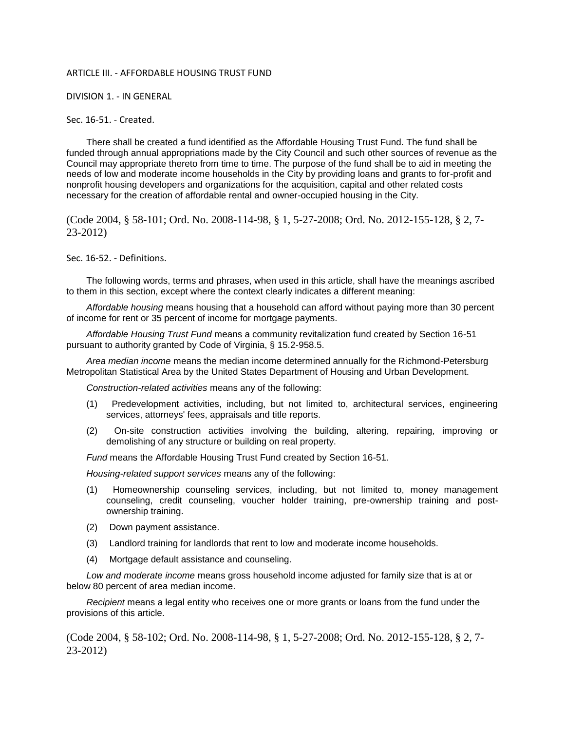# ARTICLE III. - AFFORDABLE HOUSING TRUST FUND

## DIVISION 1. - IN GENERAL

### Sec. 16-51. - Created.

There shall be created a fund identified as the Affordable Housing Trust Fund. The fund shall be funded through annual appropriations made by the City Council and such other sources of revenue as the Council may appropriate thereto from time to time. The purpose of the fund shall be to aid in meeting the needs of low and moderate income households in the City by providing loans and grants to for-profit and nonprofit housing developers and organizations for the acquisition, capital and other related costs necessary for the creation of affordable rental and owner-occupied housing in the City.

(Code 2004, § 58-101; Ord. No. 2008-114-98, § 1, 5-27-2008; Ord. No. 2012-155-128, § 2, 7-23-2012)

### Sec. 16-52. - Definitions.

The following words, terms and phrases, when used in this article, shall have the meanings ascribed to them in this section, except where the context clearly indicates a different meaning:

*Affordable housing* means housing that a household can afford without paying more than 30 percent of income for rent or 35 percent of income for mortgage payments.

*Affordable Housing Trust Fund* means a community revitalization fund created by Section 16-51 pursuant to authority granted by Code of Virginia, § 15.2-958.5.

*Area median income* means the median income determined annually for the Richmond-Petersburg Metropolitan Statistical Area by the United States Department of Housing and Urban Development.

*Construction-related activities* means any of the following:

(1) Predevelopment activities, including, but not limited to, architectural services, engineering services, attorneys' fees, appraisals and title reports.

(2) On-site construction activities involving the building, altering, repairing, improving or demolishing of any structure or building on real property.

*Fund* means the Affordable Housing Trust Fund created by Section 16-51.

*Housing-related support services* means any of the following:

(1) Homeownership counseling services, including, but not limited to, money management counseling, credit counseling, voucher holder training, pre-ownership training and post-ownership training.

(2) Down payment assistance.

(3) Landlord training for landlords that rent to low and moderate income households.

(4) Mortgage default assistance and counseling.

*Low and moderate income* means gross household income adjusted for family size that is at or below 80 percent of area median income.

*Recipient* means a legal entity who receives one or more grants or loans from the fund under the provisions of this article.

(Code 2004, § 58-102; Ord. No. 2008-114-98, § 1, 5-27-2008; Ord. No. 2012-155-128, § 2, 7-23-2012)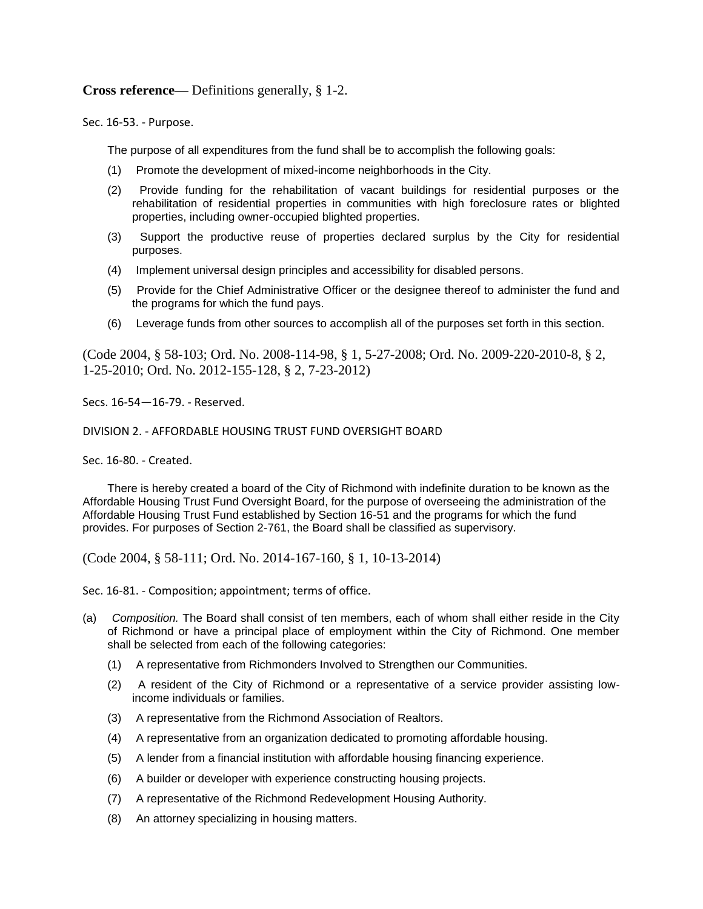**Cross reference—** Definitions generally, § 1-2.

Sec. 16-53. - Purpose.

The purpose of all expenditures from the fund shall be to accomplish the following goals:

(1) Promote the development of mixed-income neighborhoods in the City.

(2) Provide funding for the rehabilitation of vacant buildings for residential purposes or the rehabilitation of residential properties in communities with high foreclosure rates or blighted properties, including owner-occupied blighted properties.

(3) Support the productive reuse of properties declared surplus by the City for residential purposes.

(4) Implement universal design principles and accessibility for disabled persons.

(5) Provide for the Chief Administrative Officer or the designee thereof to administer the fund and the programs for which the fund pays.

(6) Leverage funds from other sources to accomplish all of the purposes set forth in this section.

(Code 2004, § 58-103; Ord. No. 2008-114-98, § 1, 5-27-2008; Ord. No. 2009-220-2010-8, § 2, 1-25-2010; Ord. No. 2012-155-128, § 2, 7-23-2012)

Secs. 16-54—16-79. - Reserved.

DIVISION 2. - AFFORDABLE HOUSING TRUST FUND OVERSIGHT BOARD

Sec. 16-80. - Created.

There is hereby created a board of the City of Richmond with indefinite duration to be known as the Affordable Housing Trust Fund Oversight Board, for the purpose of overseeing the administration of the Affordable Housing Trust Fund established by Section 16-51 and the programs for which the fund provides. For purposes of Section 2-761, the Board shall be classified as supervisory.

(Code 2004, § 58-111; Ord. No. 2014-167-160, § 1, 10-13-2014)

Sec. 16-81. - Composition; appointment; terms of office.

(a) *Composition.* The Board shall consist of ten members, each of whom shall either reside in the City of Richmond or have a principal place of employment within the City of Richmond. One member shall be selected from each of the following categories:

(1) A representative from Richmonders Involved to Strengthen our Communities.

(2) A resident of the City of Richmond or a representative of a service provider assisting low-income individuals or families.

(3) A representative from the Richmond Association of Realtors.

(4) A representative from an organization dedicated to promoting affordable housing.

(5) A lender from a financial institution with affordable housing financing experience.

(6) A builder or developer with experience constructing housing projects.

(7) A representative of the Richmond Redevelopment Housing Authority.

(8) An attorney specializing in housing matters.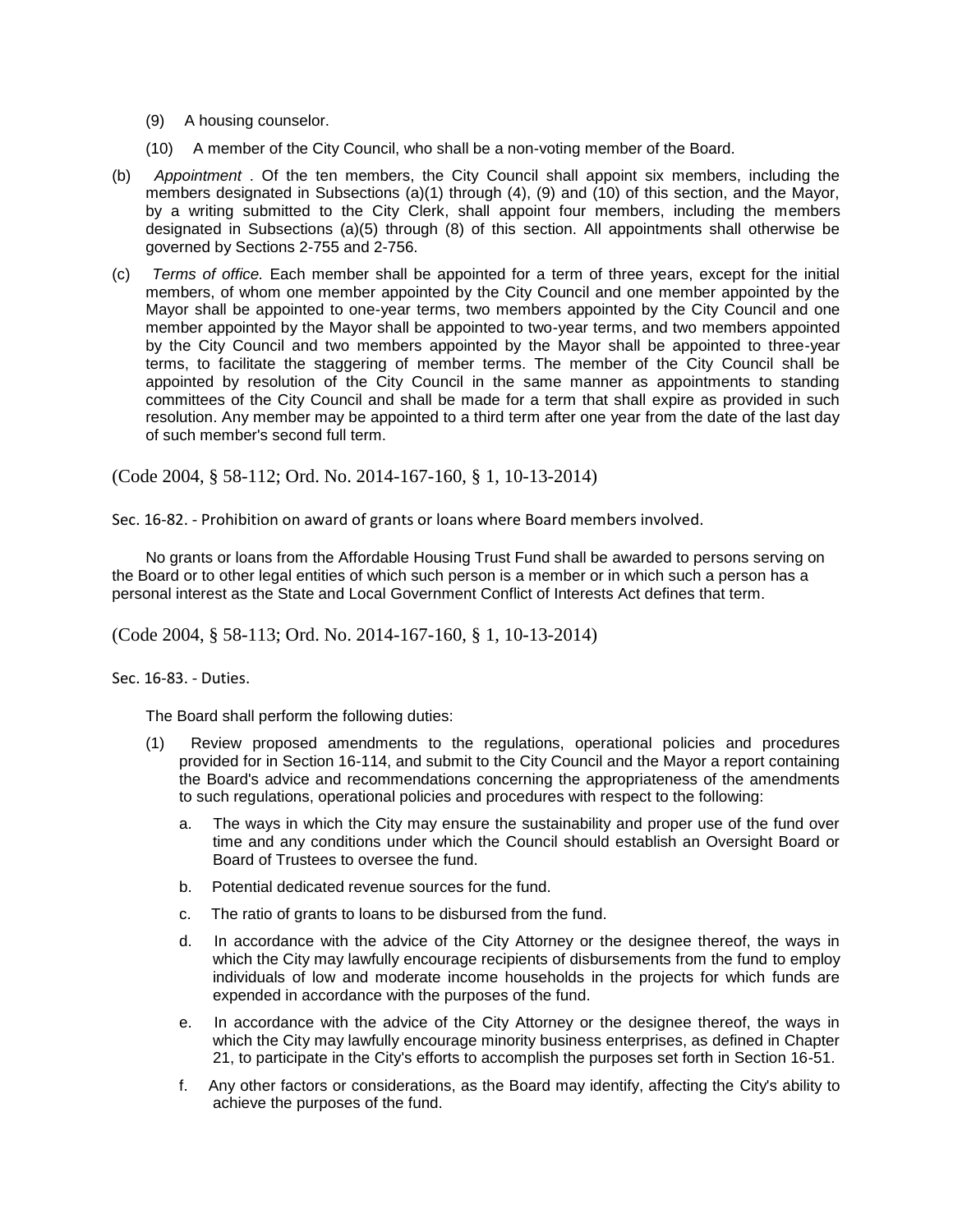(9) A housing counselor.

(10) A member of the City Council, who shall be a non-voting member of the Board.

(b) *Appointment* . Of the ten members, the City Council shall appoint six members, including the members designated in Subsections (a)(1) through (4), (9) and (10) of this section, and the Mayor, by a writing submitted to the City Clerk, shall appoint four members, including the members designated in Subsections (a)(5) through (8) of this section. All appointments shall otherwise be governed by Sections 2-755 and 2-756.

(c) *Terms of office.* Each member shall be appointed for a term of three years, except for the initial members, of whom one member appointed by the City Council and one member appointed by the Mayor shall be appointed to one-year terms, two members appointed by the City Council and one member appointed by the Mayor shall be appointed to two-year terms, and two members appointed by the City Council and two members appointed by the Mayor shall be appointed to three-year terms, to facilitate the staggering of member terms. The member of the City Council shall be appointed by resolution of the City Council in the same manner as appointments to standing committees of the City Council and shall be made for a term that shall expire as provided in such resolution. Any member may be appointed to a third term after one year from the date of the last day of such member's second full term.

(Code 2004, § 58-112; Ord. No. 2014-167-160, § 1, 10-13-2014)

Sec. 16-82. - Prohibition on award of grants or loans where Board members involved.

No grants or loans from the Affordable Housing Trust Fund shall be awarded to persons serving on the Board or to other legal entities of which such person is a member or in which such a person has a personal interest as the State and Local Government Conflict of Interests Act defines that term.

(Code 2004, § 58-113; Ord. No. 2014-167-160, § 1, 10-13-2014)

Sec. 16-83. - Duties.

The Board shall perform the following duties:

(1) Review proposed amendments to the regulations, operational policies and procedures provided for in Section 16-114, and submit to the City Council and the Mayor a report containing the Board's advice and recommendations concerning the appropriateness of the amendments to such regulations, operational policies and procedures with respect to the following:

   a. The ways in which the City may ensure the sustainability and proper use of the fund over time and any conditions under which the Council should establish an Oversight Board or Board of Trustees to oversee the fund.

   b. Potential dedicated revenue sources for the fund.

   c. The ratio of grants to loans to be disbursed from the fund.

   d. In accordance with the advice of the City Attorney or the designee thereof, the ways in which the City may lawfully encourage recipients of disbursements from the fund to employ individuals of low and moderate income households in the projects for which funds are expended in accordance with the purposes of the fund.

   e. In accordance with the advice of the City Attorney or the designee thereof, the ways in which the City may lawfully encourage minority business enterprises, as defined in Chapter 21, to participate in the City's efforts to accomplish the purposes set forth in Section 16-51.

   f. Any other factors or considerations, as the Board may identify, affecting the City's ability to achieve the purposes of the fund.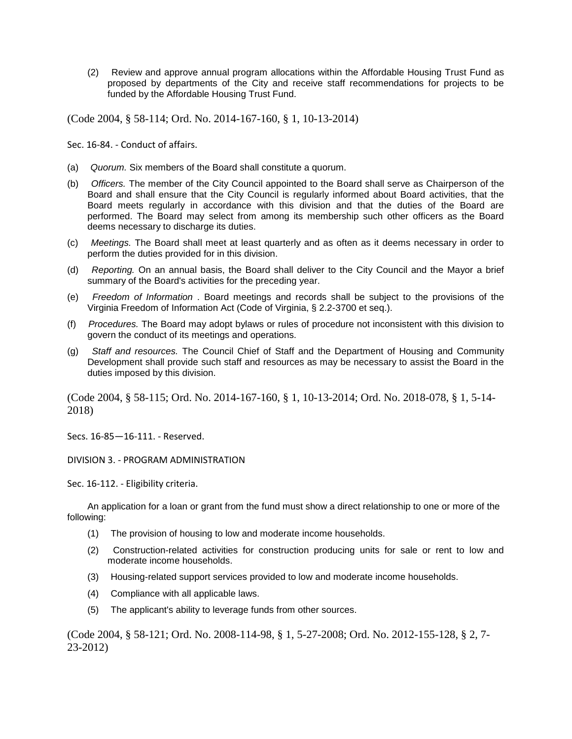(2) Review and approve annual program allocations within the Affordable Housing Trust Fund as proposed by departments of the City and receive staff recommendations for projects to be funded by the Affordable Housing Trust Fund.

(Code 2004, § 58-114; Ord. No. 2014-167-160, § 1, 10-13-2014)

Sec. 16-84. - Conduct of affairs.

(a) *Quorum.* Six members of the Board shall constitute a quorum.

(b) *Officers.* The member of the City Council appointed to the Board shall serve as Chairperson of the Board and shall ensure that the City Council is regularly informed about Board activities, that the Board meets regularly in accordance with this division and that the duties of the Board are performed. The Board may select from among its membership such other officers as the Board deems necessary to discharge its duties.

(c) *Meetings.* The Board shall meet at least quarterly and as often as it deems necessary in order to perform the duties provided for in this division.

(d) *Reporting.* On an annual basis, the Board shall deliver to the City Council and the Mayor a brief summary of the Board's activities for the preceding year.

(e) *Freedom of Information* . Board meetings and records shall be subject to the provisions of the Virginia Freedom of Information Act (Code of Virginia, § 2.2-3700 et seq.).

(f) *Procedures.* The Board may adopt bylaws or rules of procedure not inconsistent with this division to govern the conduct of its meetings and operations.

(g) *Staff and resources.* The Council Chief of Staff and the Department of Housing and Community Development shall provide such staff and resources as may be necessary to assist the Board in the duties imposed by this division.

(Code 2004, § 58-115; Ord. No. 2014-167-160, § 1, 10-13-2014; Ord. No. 2018-078, § 1, 5-14-2018)

Secs. 16-85—16-111. - Reserved.

DIVISION 3. - PROGRAM ADMINISTRATION

Sec. 16-112. - Eligibility criteria.

An application for a loan or grant from the fund must show a direct relationship to one or more of the following:

(1) The provision of housing to low and moderate income households.

(2) Construction-related activities for construction producing units for sale or rent to low and moderate income households.

(3) Housing-related support services provided to low and moderate income households.

(4) Compliance with all applicable laws.

(5) The applicant's ability to leverage funds from other sources.

(Code 2004, § 58-121; Ord. No. 2008-114-98, § 1, 5-27-2008; Ord. No. 2012-155-128, § 2, 7-23-2012)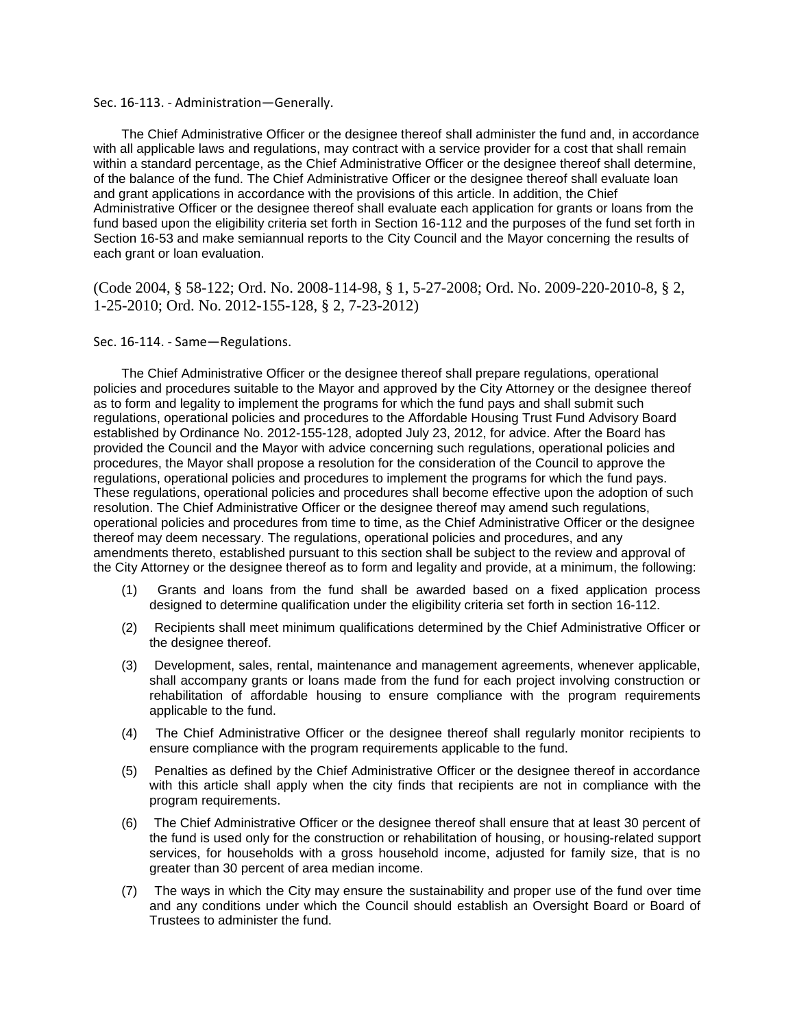Sec. 16-113. - Administration—Generally.

The Chief Administrative Officer or the designee thereof shall administer the fund and, in accordance with all applicable laws and regulations, may contract with a service provider for a cost that shall remain within a standard percentage, as the Chief Administrative Officer or the designee thereof shall determine, of the balance of the fund. The Chief Administrative Officer or the designee thereof shall evaluate loan and grant applications in accordance with the provisions of this article. In addition, the Chief Administrative Officer or the designee thereof shall evaluate each application for grants or loans from the fund based upon the eligibility criteria set forth in Section 16-112 and the purposes of the fund set forth in Section 16-53 and make semiannual reports to the City Council and the Mayor concerning the results of each grant or loan evaluation.

(Code 2004, § 58-122; Ord. No. 2008-114-98, § 1, 5-27-2008; Ord. No. 2009-220-2010-8, § 2, 1-25-2010; Ord. No. 2012-155-128, § 2, 7-23-2012)

Sec. 16-114. - Same—Regulations.

The Chief Administrative Officer or the designee thereof shall prepare regulations, operational policies and procedures suitable to the Mayor and approved by the City Attorney or the designee thereof as to form and legality to implement the programs for which the fund pays and shall submit such regulations, operational policies and procedures to the Affordable Housing Trust Fund Advisory Board established by Ordinance No. 2012-155-128, adopted July 23, 2012, for advice. After the Board has provided the Council and the Mayor with advice concerning such regulations, operational policies and procedures, the Mayor shall propose a resolution for the consideration of the Council to approve the regulations, operational policies and procedures to implement the programs for which the fund pays. These regulations, operational policies and procedures shall become effective upon the adoption of such resolution. The Chief Administrative Officer or the designee thereof may amend such regulations, operational policies and procedures from time to time, as the Chief Administrative Officer or the designee thereof may deem necessary. The regulations, operational policies and procedures, and any amendments thereto, established pursuant to this section shall be subject to the review and approval of the City Attorney or the designee thereof as to form and legality and provide, at a minimum, the following:

(1) Grants and loans from the fund shall be awarded based on a fixed application process designed to determine qualification under the eligibility criteria set forth in section 16-112.

(2) Recipients shall meet minimum qualifications determined by the Chief Administrative Officer or the designee thereof.

(3) Development, sales, rental, maintenance and management agreements, whenever applicable, shall accompany grants or loans made from the fund for each project involving construction or rehabilitation of affordable housing to ensure compliance with the program requirements applicable to the fund.

(4) The Chief Administrative Officer or the designee thereof shall regularly monitor recipients to ensure compliance with the program requirements applicable to the fund.

(5) Penalties as defined by the Chief Administrative Officer or the designee thereof in accordance with this article shall apply when the city finds that recipients are not in compliance with the program requirements.

(6) The Chief Administrative Officer or the designee thereof shall ensure that at least 30 percent of the fund is used only for the construction or rehabilitation of housing, or housing-related support services, for households with a gross household income, adjusted for family size, that is no greater than 30 percent of area median income.

(7) The ways in which the City may ensure the sustainability and proper use of the fund over time and any conditions under which the Council should establish an Oversight Board or Board of Trustees to administer the fund.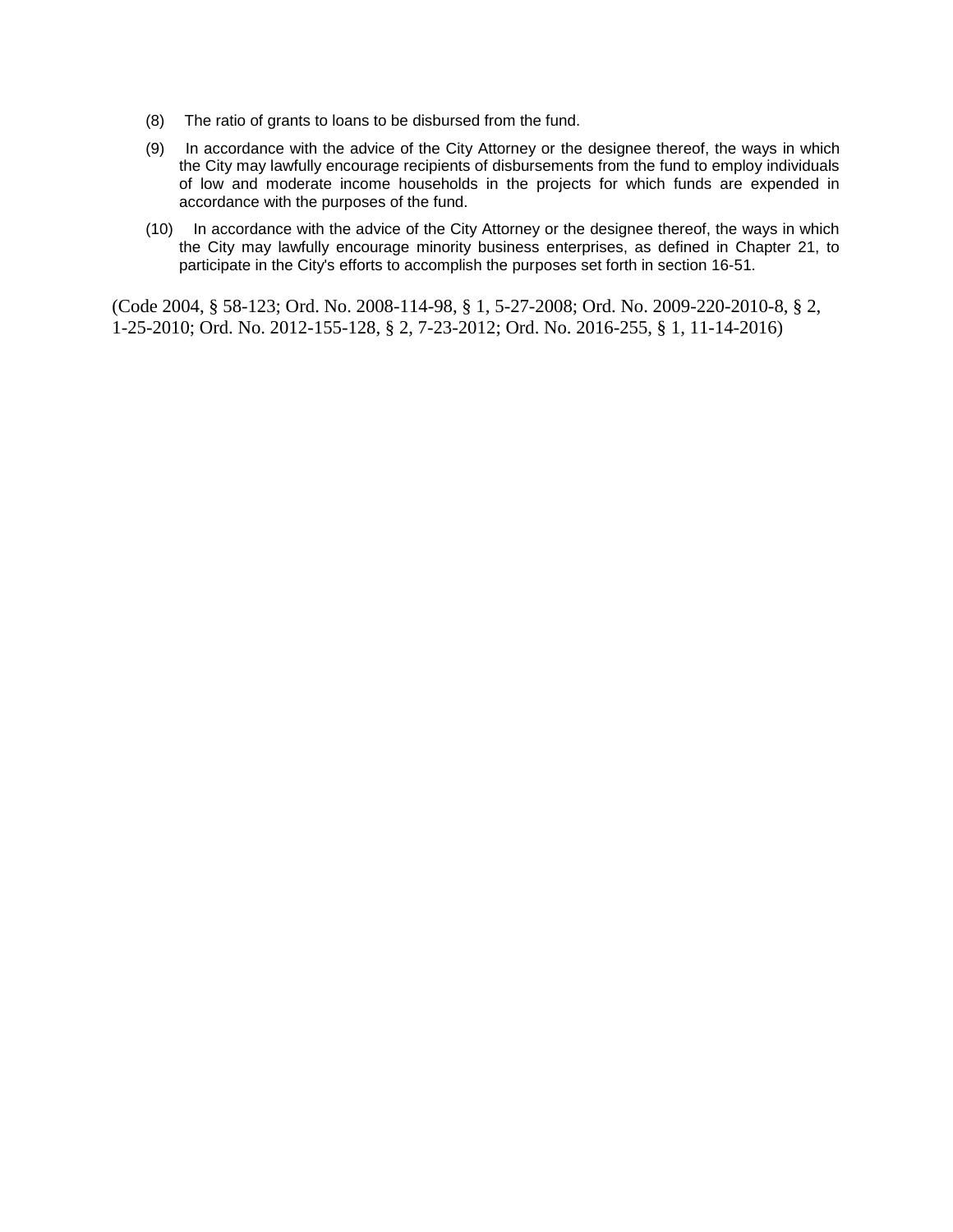(8) The ratio of grants to loans to be disbursed from the fund.

(9) In accordance with the advice of the City Attorney or the designee thereof, the ways in which the City may lawfully encourage recipients of disbursements from the fund to employ individuals of low and moderate income households in the projects for which funds are expended in accordance with the purposes of the fund.

(10) In accordance with the advice of the City Attorney or the designee thereof, the ways in which the City may lawfully encourage minority business enterprises, as defined in Chapter 21, to participate in the City's efforts to accomplish the purposes set forth in section 16-51.

(Code 2004, § 58-123; Ord. No. 2008-114-98, § 1, 5-27-2008; Ord. No. 2009-220-2010-8, § 2, 1-25-2010; Ord. No. 2012-155-128, § 2, 7-23-2012; Ord. No. 2016-255, § 1, 11-14-2016)